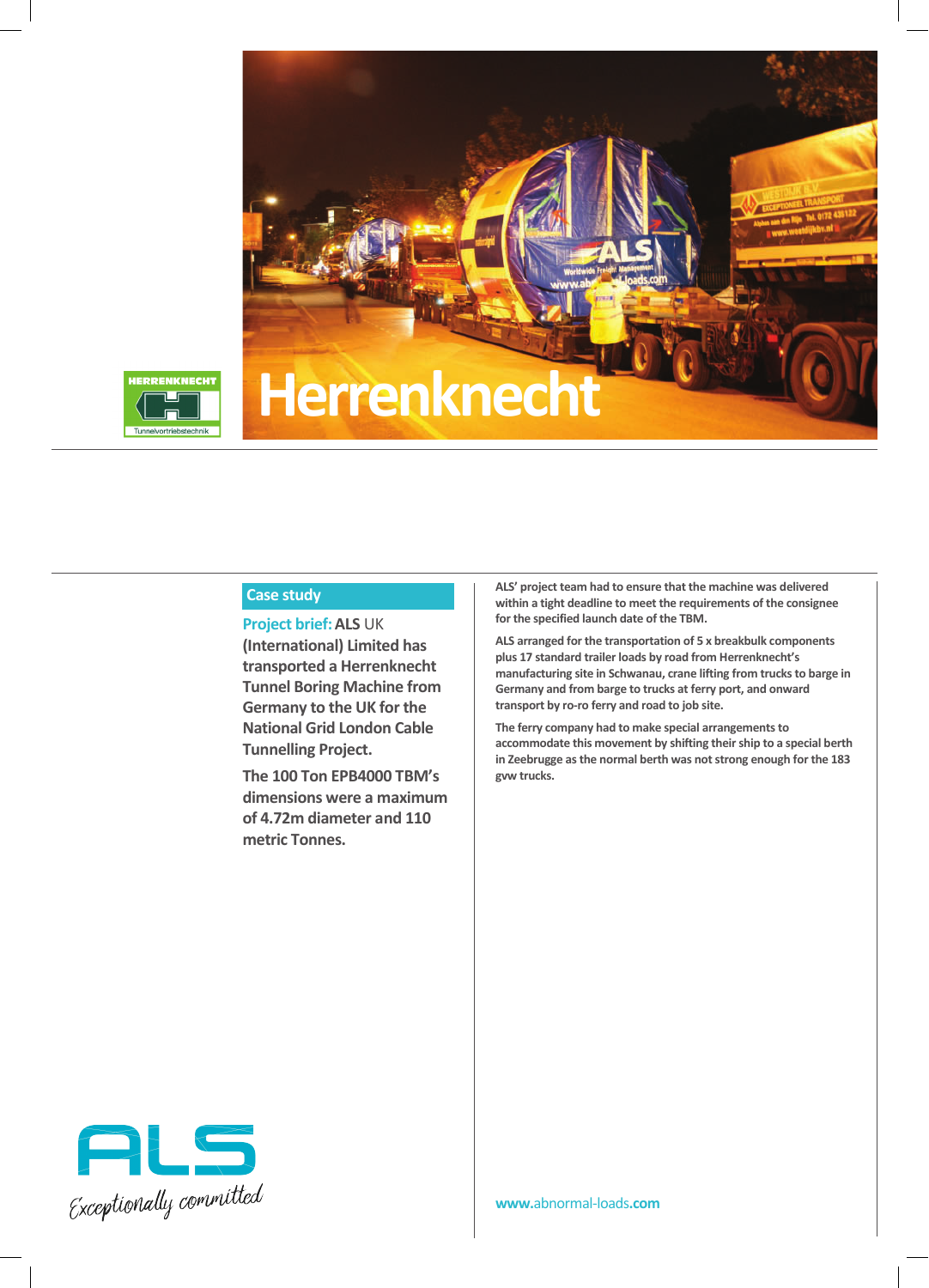# Herrenknecht

## Case study

**Project brief: ALS UK (International) Limited has transported a Herrenknecht Tunnel Boring Machine from Germany to the UK for the National Grid London Cable Tunnelling Project.**

**The 100 Ton EPB4000 TBM's dimensions were a maximum of 4.72m diameter and 110 metric Tonnes.**

ALS' project team had to ensure that the machine was delivered within a tight deadline to meet the requirements of the consignee for the specified launch date of the TBM.

ALS arranged for the transportation of 5 x breakbulk components plus 17 standard trailer loads by road from Herrenknecht's manufacturing site in Schwanau, crane lifting from trucks to barge in Germany and from barge to trucks at ferry port, and onward transport by ro-ro ferry and road to job site.

The ferry company had to make special arrangements to accommodate this movement by shifting their ship to a special berth in Zeebrugge as the normal berth was not strong enough for the 183 gvw trucks.

www.abnormal-loads.com

ALS
*Exceptionally committed*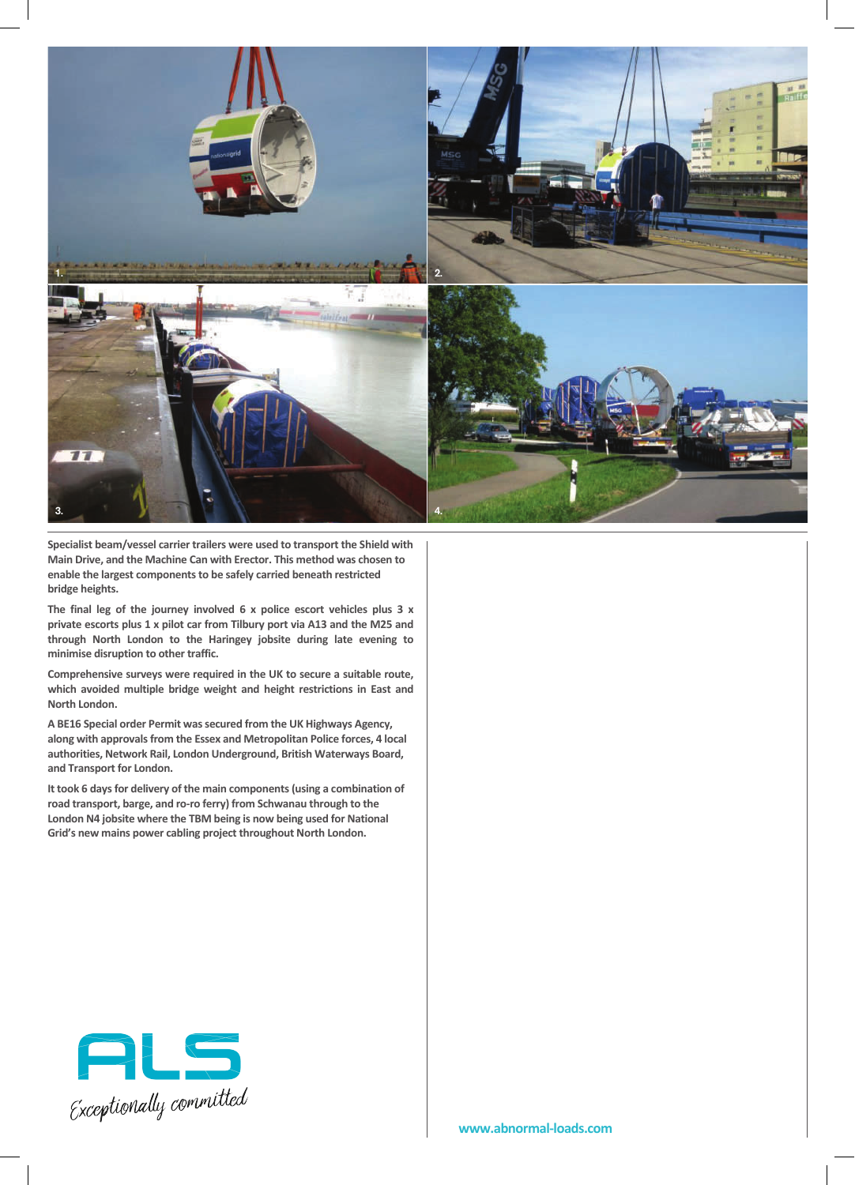Specialist beam/vessel carrier trailers were used to transport the Shield with Main Drive, and the Machine Can with Erector. This method was chosen to enable the largest components to be safely carried beneath restricted bridge heights.

The final leg of the journey involved 6 x police escort vehicles plus 3 x private escorts plus 1 x pilot car from Tilbury port via A13 and the M25 and through North London to the Haringey jobsite during late evening to minimise disruption to other traffic.

Comprehensive surveys were required in the UK to secure a suitable route, which avoided multiple bridge weight and height restrictions in East and North London.

A BE16 Special order Permit was secured from the UK Highways Agency, along with approvals from the Essex and Metropolitan Police forces, 4 local authorities, Network Rail, London Underground, British Waterways Board, and Transport for London.

It took 6 days for delivery of the main components (using a combination of road transport, barge, and ro-ro ferry) from Schwanau through to the London N4 jobsite where the TBM being is now being used for National Grid's new mains power cabling project throughout North London.

ALS

*Exceptionally committed*

www.abnormal-loads.com